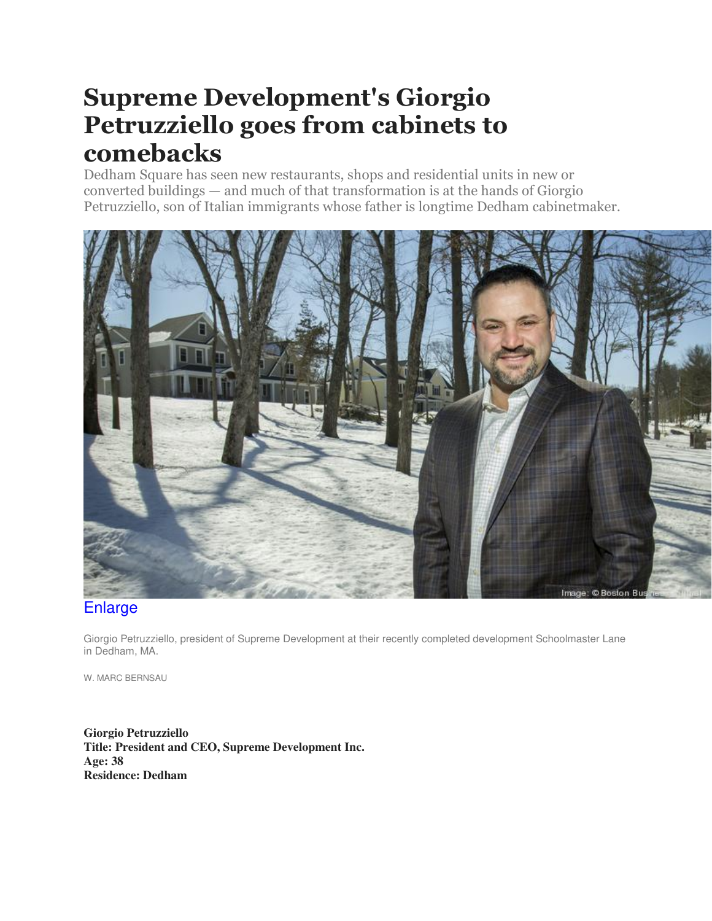# Supreme Development's Giorgio Petruzziello goes from cabinets to comebacks

Dedham Square has seen new restaurants, shops and residential units in new or converted buildings — and much of that transformation is at the hands of Giorgio Petruzziello, son of Italian immigrants whose father is longtime Dedham cabinetmaker.

Enlarge

Giorgio Petruzziello, president of Supreme Development at their recently completed development Schoolmaster Lane in Dedham, MA.

W. MARC BERNSAU

**Giorgio Petruzziello**
**Title: President and CEO, Supreme Development Inc.**
**Age: 38**
**Residence: Dedham**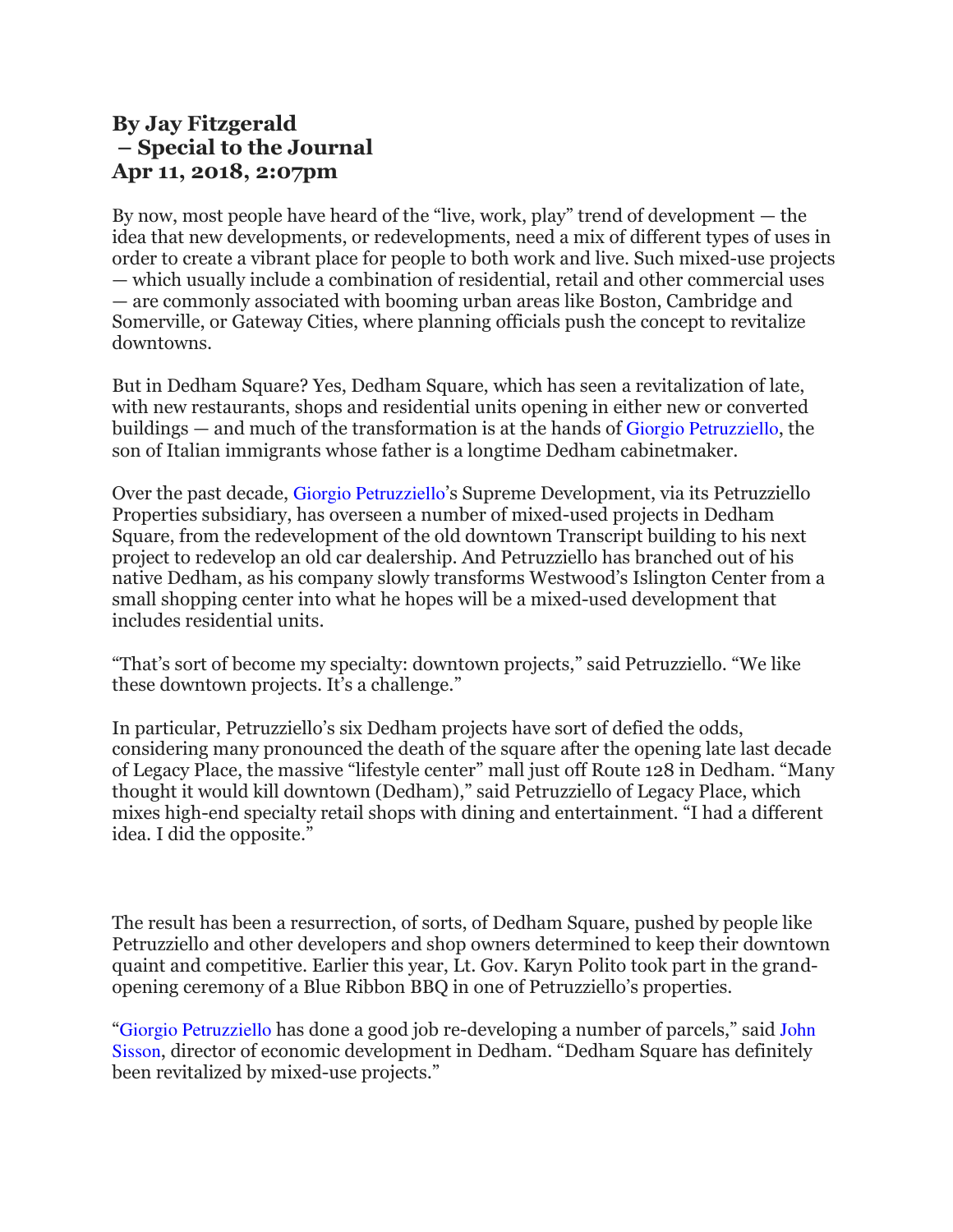**By Jay Fitzgerald**
**– Special to the Journal**
**Apr 11, 2018, 2:07pm**

By now, most people have heard of the “live, work, play” trend of development — the idea that new developments, or redevelopments, need a mix of different types of uses in order to create a vibrant place for people to both work and live. Such mixed-use projects — which usually include a combination of residential, retail and other commercial uses — are commonly associated with booming urban areas like Boston, Cambridge and Somerville, or Gateway Cities, where planning officials push the concept to revitalize downtowns.

But in Dedham Square? Yes, Dedham Square, which has seen a revitalization of late, with new restaurants, shops and residential units opening in either new or converted buildings — and much of the transformation is at the hands of Giorgio Petruzziello, the son of Italian immigrants whose father is a longtime Dedham cabinetmaker.

Over the past decade, Giorgio Petruzziello’s Supreme Development, via its Petruzziello Properties subsidiary, has overseen a number of mixed-used projects in Dedham Square, from the redevelopment of the old downtown Transcript building to his next project to redevelop an old car dealership. And Petruzziello has branched out of his native Dedham, as his company slowly transforms Westwood’s Islington Center from a small shopping center into what he hopes will be a mixed-used development that includes residential units.

“That’s sort of become my specialty: downtown projects,” said Petruzziello. “We like these downtown projects. It’s a challenge.”

In particular, Petruzziello’s six Dedham projects have sort of defied the odds, considering many pronounced the death of the square after the opening late last decade of Legacy Place, the massive “lifestyle center” mall just off Route 128 in Dedham. “Many thought it would kill downtown (Dedham),” said Petruzziello of Legacy Place, which mixes high-end specialty retail shops with dining and entertainment. “I had a different idea. I did the opposite.”

The result has been a resurrection, of sorts, of Dedham Square, pushed by people like Petruzziello and other developers and shop owners determined to keep their downtown quaint and competitive. Earlier this year, Lt. Gov. Karyn Polito took part in the grand-opening ceremony of a Blue Ribbon BBQ in one of Petruzziello’s properties.

“Giorgio Petruzziello has done a good job re-developing a number of parcels,” said John Sisson, director of economic development in Dedham. “Dedham Square has definitely been revitalized by mixed-use projects.”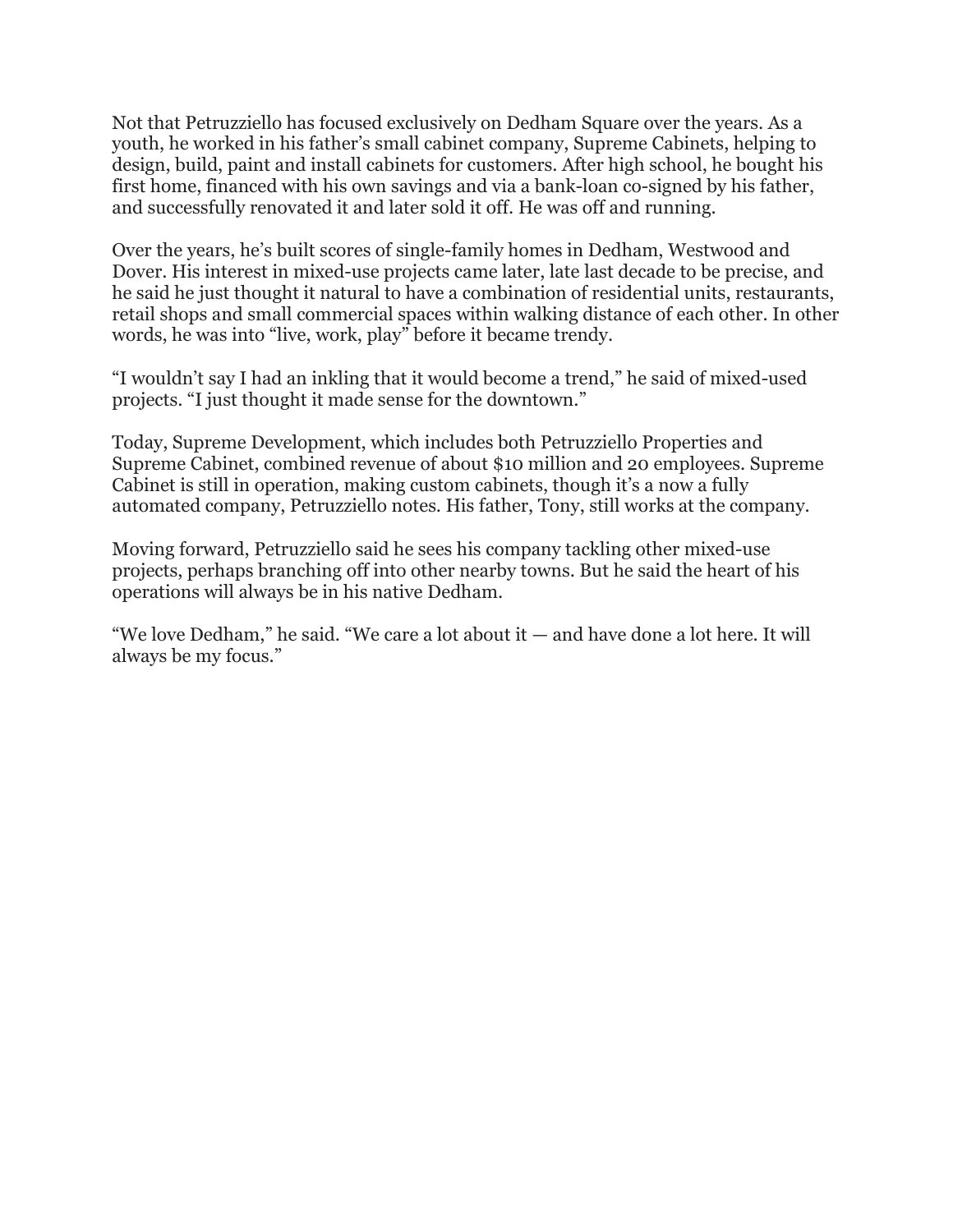Not that Petruzziello has focused exclusively on Dedham Square over the years. As a youth, he worked in his father's small cabinet company, Supreme Cabinets, helping to design, build, paint and install cabinets for customers. After high school, he bought his first home, financed with his own savings and via a bank-loan co-signed by his father, and successfully renovated it and later sold it off. He was off and running.

Over the years, he's built scores of single-family homes in Dedham, Westwood and Dover. His interest in mixed-use projects came later, late last decade to be precise, and he said he just thought it natural to have a combination of residential units, restaurants, retail shops and small commercial spaces within walking distance of each other. In other words, he was into "live, work, play" before it became trendy.

"I wouldn't say I had an inkling that it would become a trend," he said of mixed-used projects. "I just thought it made sense for the downtown."

Today, Supreme Development, which includes both Petruzziello Properties and Supreme Cabinet, combined revenue of about $10 million and 20 employees. Supreme Cabinet is still in operation, making custom cabinets, though it's a now a fully automated company, Petruzziello notes. His father, Tony, still works at the company.

Moving forward, Petruzziello said he sees his company tackling other mixed-use projects, perhaps branching off into other nearby towns. But he said the heart of his operations will always be in his native Dedham.

"We love Dedham," he said. "We care a lot about it — and have done a lot here. It will always be my focus."